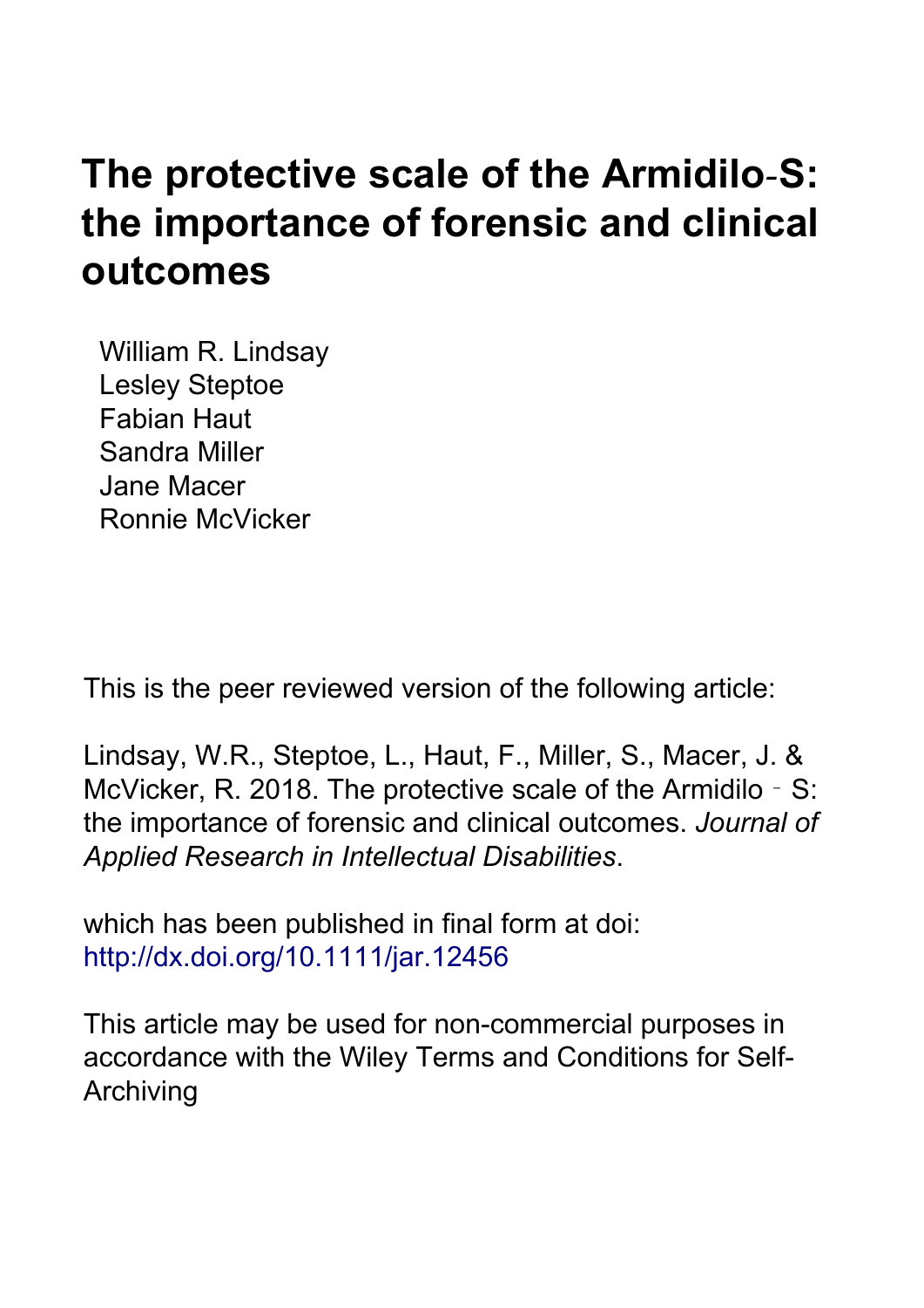# The protective scale of the Armidilo-S: the importance of forensic and clinical outcomes

William R. Lindsay
Lesley Steptoe
Fabian Haut
Sandra Miller
Jane Macer
Ronnie McVicker

This is the peer reviewed version of the following article:

Lindsay, W.R., Steptoe, L., Haut, F., Miller, S., Macer, J. & McVicker, R. 2018. The protective scale of the Armidilo - S: the importance of forensic and clinical outcomes. *Journal of Applied Research in Intellectual Disabilities*.

which has been published in final form at doi:
http://dx.doi.org/10.1111/jar.12456

This article may be used for non-commercial purposes in accordance with the Wiley Terms and Conditions for Self-Archiving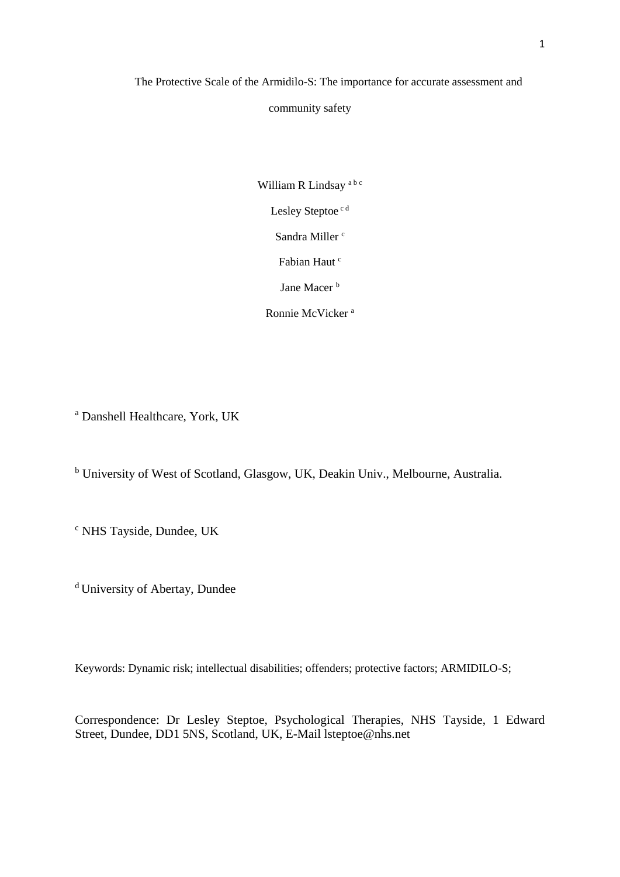# The Protective Scale of the Armidilo-S: The importance for accurate assessment and community safety

William R Lindsay [a b c]

Lesley Steptoe [c d]

Sandra Miller [c]

Fabian Haut [c]

Jane Macer [b]

Ronnie McVicker [a]

[a] Danshell Healthcare, York, UK

[b] University of West of Scotland, Glasgow, UK, Deakin Univ., Melbourne, Australia.

[c] NHS Tayside, Dundee, UK

[d] University of Abertay, Dundee

Keywords: Dynamic risk; intellectual disabilities; offenders; protective factors; ARMIDILO-S;

Correspondence: Dr Lesley Steptoe, Psychological Therapies, NHS Tayside, 1 Edward Street, Dundee, DD1 5NS, Scotland, UK, E-Mail lsteptoe@nhs.net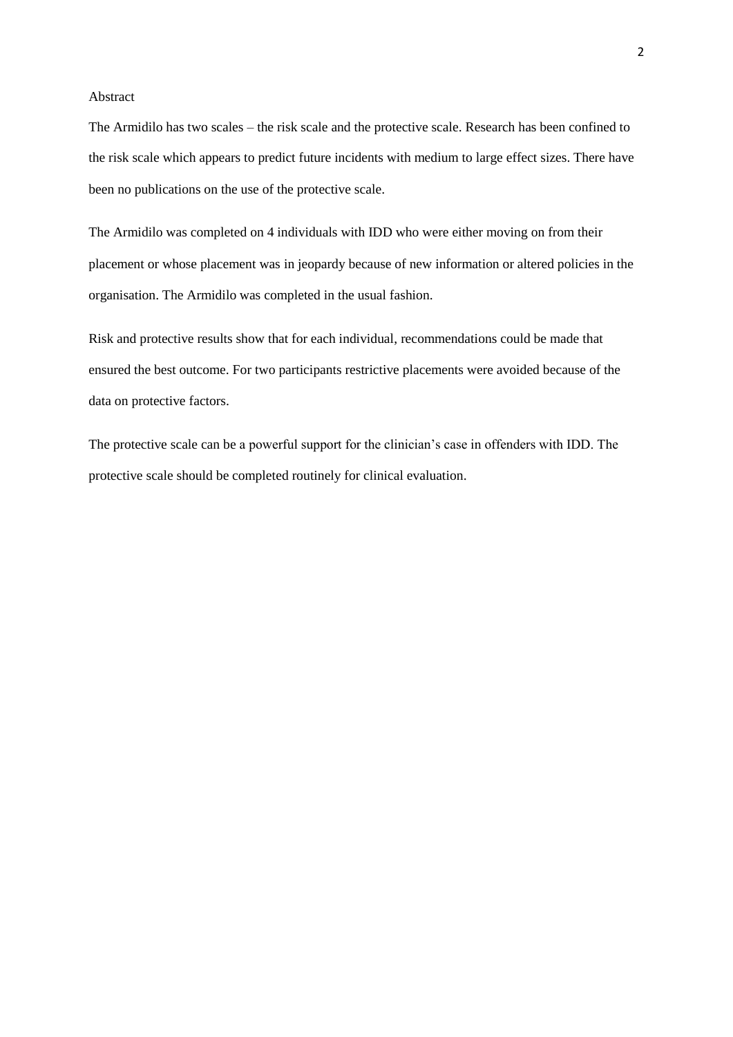Abstract

The Armidilo has two scales – the risk scale and the protective scale. Research has been confined to the risk scale which appears to predict future incidents with medium to large effect sizes. There have been no publications on the use of the protective scale.

The Armidilo was completed on 4 individuals with IDD who were either moving on from their placement or whose placement was in jeopardy because of new information or altered policies in the organisation. The Armidilo was completed in the usual fashion.

Risk and protective results show that for each individual, recommendations could be made that ensured the best outcome. For two participants restrictive placements were avoided because of the data on protective factors.

The protective scale can be a powerful support for the clinician's case in offenders with IDD. The protective scale should be completed routinely for clinical evaluation.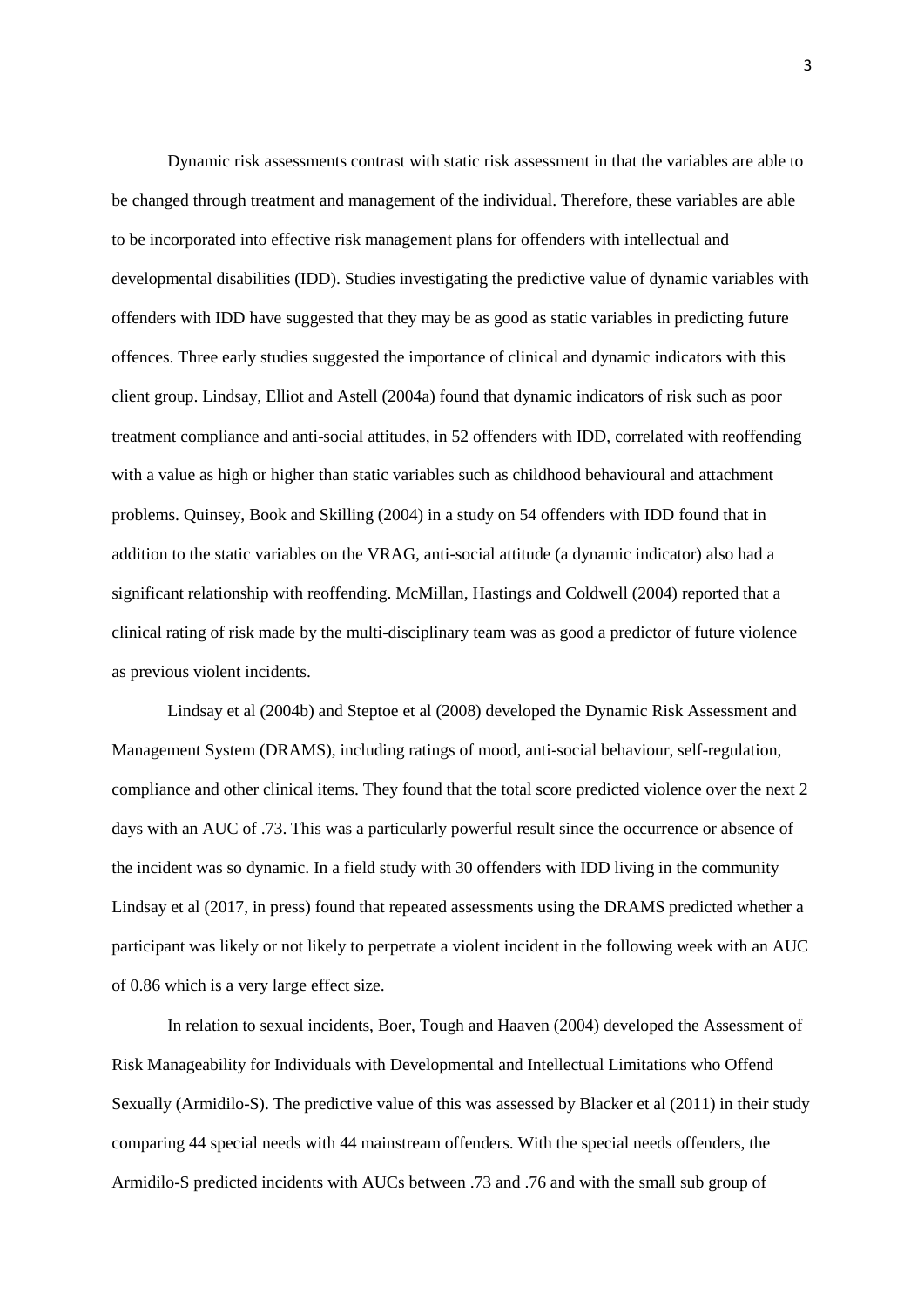Dynamic risk assessments contrast with static risk assessment in that the variables are able to be changed through treatment and management of the individual. Therefore, these variables are able to be incorporated into effective risk management plans for offenders with intellectual and developmental disabilities (IDD). Studies investigating the predictive value of dynamic variables with offenders with IDD have suggested that they may be as good as static variables in predicting future offences. Three early studies suggested the importance of clinical and dynamic indicators with this client group. Lindsay, Elliot and Astell (2004a) found that dynamic indicators of risk such as poor treatment compliance and anti-social attitudes, in 52 offenders with IDD, correlated with reoffending with a value as high or higher than static variables such as childhood behavioural and attachment problems. Quinsey, Book and Skilling (2004) in a study on 54 offenders with IDD found that in addition to the static variables on the VRAG, anti-social attitude (a dynamic indicator) also had a significant relationship with reoffending. McMillan, Hastings and Coldwell (2004) reported that a clinical rating of risk made by the multi-disciplinary team was as good a predictor of future violence as previous violent incidents.

Lindsay et al (2004b) and Steptoe et al (2008) developed the Dynamic Risk Assessment and Management System (DRAMS), including ratings of mood, anti-social behaviour, self-regulation, compliance and other clinical items. They found that the total score predicted violence over the next 2 days with an AUC of .73. This was a particularly powerful result since the occurrence or absence of the incident was so dynamic. In a field study with 30 offenders with IDD living in the community Lindsay et al (2017, in press) found that repeated assessments using the DRAMS predicted whether a participant was likely or not likely to perpetrate a violent incident in the following week with an AUC of 0.86 which is a very large effect size.

In relation to sexual incidents, Boer, Tough and Haaven (2004) developed the Assessment of Risk Manageability for Individuals with Developmental and Intellectual Limitations who Offend Sexually (Armidilo-S). The predictive value of this was assessed by Blacker et al (2011) in their study comparing 44 special needs with 44 mainstream offenders. With the special needs offenders, the Armidilo-S predicted incidents with AUCs between .73 and .76 and with the small sub group of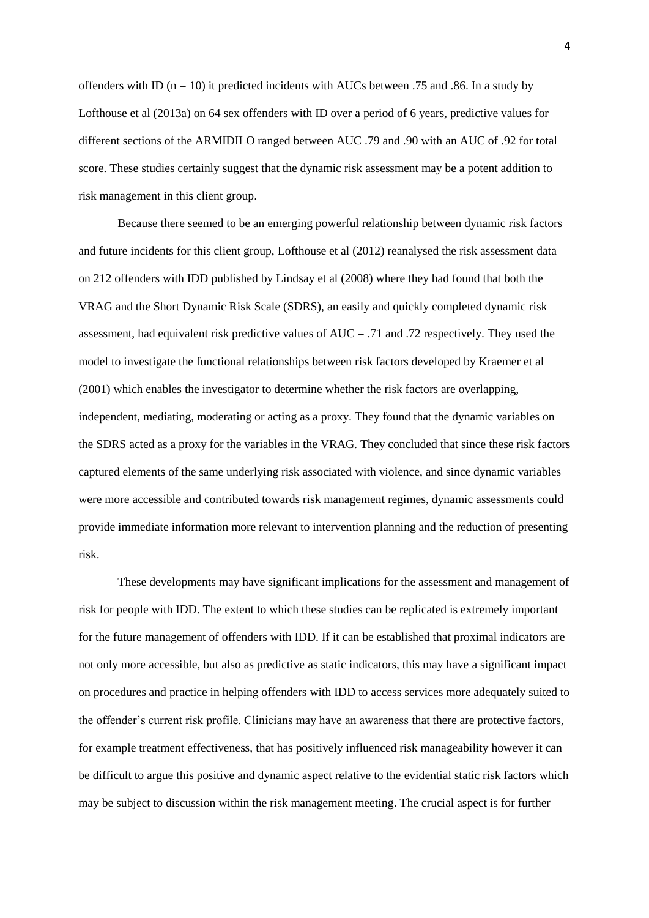offenders with ID (n = 10) it predicted incidents with AUCs between .75 and .86. In a study by Lofthouse et al (2013a) on 64 sex offenders with ID over a period of 6 years, predictive values for different sections of the ARMIDILO ranged between AUC .79 and .90 with an AUC of .92 for total score. These studies certainly suggest that the dynamic risk assessment may be a potent addition to risk management in this client group.

Because there seemed to be an emerging powerful relationship between dynamic risk factors and future incidents for this client group, Lofthouse et al (2012) reanalysed the risk assessment data on 212 offenders with IDD published by Lindsay et al (2008) where they had found that both the VRAG and the Short Dynamic Risk Scale (SDRS), an easily and quickly completed dynamic risk assessment, had equivalent risk predictive values of AUC = .71 and .72 respectively. They used the model to investigate the functional relationships between risk factors developed by Kraemer et al (2001) which enables the investigator to determine whether the risk factors are overlapping, independent, mediating, moderating or acting as a proxy. They found that the dynamic variables on the SDRS acted as a proxy for the variables in the VRAG. They concluded that since these risk factors captured elements of the same underlying risk associated with violence, and since dynamic variables were more accessible and contributed towards risk management regimes, dynamic assessments could provide immediate information more relevant to intervention planning and the reduction of presenting risk.

These developments may have significant implications for the assessment and management of risk for people with IDD. The extent to which these studies can be replicated is extremely important for the future management of offenders with IDD. If it can be established that proximal indicators are not only more accessible, but also as predictive as static indicators, this may have a significant impact on procedures and practice in helping offenders with IDD to access services more adequately suited to the offender's current risk profile. Clinicians may have an awareness that there are protective factors, for example treatment effectiveness, that has positively influenced risk manageability however it can be difficult to argue this positive and dynamic aspect relative to the evidential static risk factors which may be subject to discussion within the risk management meeting. The crucial aspect is for further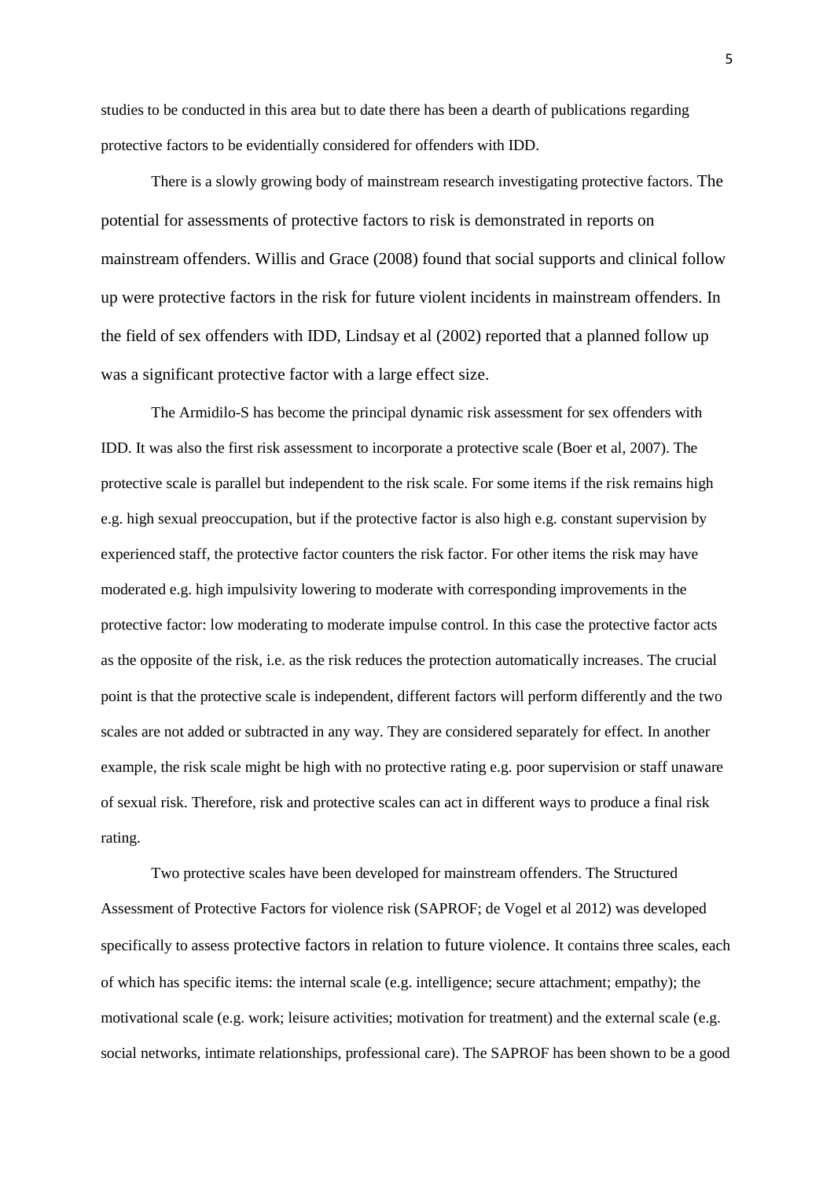studies to be conducted in this area but to date there has been a dearth of publications regarding protective factors to be evidentially considered for offenders with IDD.

There is a slowly growing body of mainstream research investigating protective factors. The potential for assessments of protective factors to risk is demonstrated in reports on mainstream offenders. Willis and Grace (2008) found that social supports and clinical follow up were protective factors in the risk for future violent incidents in mainstream offenders. In the field of sex offenders with IDD, Lindsay et al (2002) reported that a planned follow up was a significant protective factor with a large effect size.

The Armidilo-S has become the principal dynamic risk assessment for sex offenders with IDD. It was also the first risk assessment to incorporate a protective scale (Boer et al, 2007). The protective scale is parallel but independent to the risk scale. For some items if the risk remains high e.g. high sexual preoccupation, but if the protective factor is also high e.g. constant supervision by experienced staff, the protective factor counters the risk factor. For other items the risk may have moderated e.g. high impulsivity lowering to moderate with corresponding improvements in the protective factor: low moderating to moderate impulse control. In this case the protective factor acts as the opposite of the risk, i.e. as the risk reduces the protection automatically increases. The crucial point is that the protective scale is independent, different factors will perform differently and the two scales are not added or subtracted in any way. They are considered separately for effect. In another example, the risk scale might be high with no protective rating e.g. poor supervision or staff unaware of sexual risk. Therefore, risk and protective scales can act in different ways to produce a final risk rating.

Two protective scales have been developed for mainstream offenders. The Structured Assessment of Protective Factors for violence risk (SAPROF; de Vogel et al 2012) was developed specifically to assess protective factors in relation to future violence. It contains three scales, each of which has specific items: the internal scale (e.g. intelligence; secure attachment; empathy); the motivational scale (e.g. work; leisure activities; motivation for treatment) and the external scale (e.g. social networks, intimate relationships, professional care). The SAPROF has been shown to be a good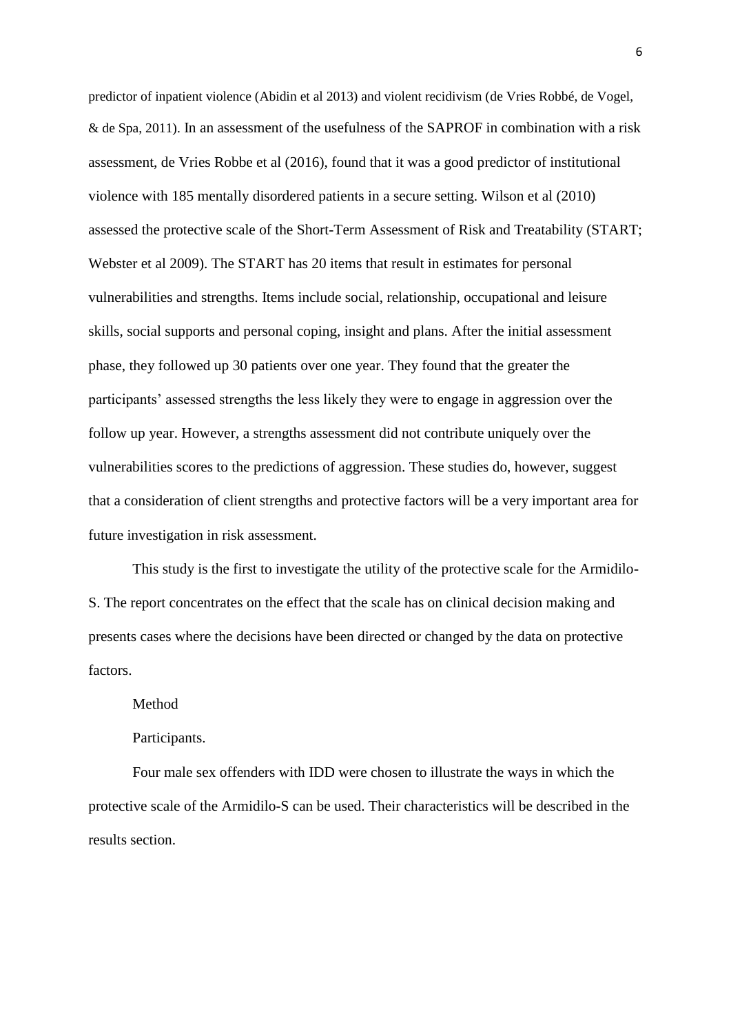predictor of inpatient violence (Abidin et al 2013) and violent recidivism (de Vries Robbé, de Vogel, & de Spa, 2011). In an assessment of the usefulness of the SAPROF in combination with a risk assessment, de Vries Robbe et al (2016), found that it was a good predictor of institutional violence with 185 mentally disordered patients in a secure setting. Wilson et al (2010) assessed the protective scale of the Short-Term Assessment of Risk and Treatability (START; Webster et al 2009). The START has 20 items that result in estimates for personal vulnerabilities and strengths. Items include social, relationship, occupational and leisure skills, social supports and personal coping, insight and plans. After the initial assessment phase, they followed up 30 patients over one year. They found that the greater the participants' assessed strengths the less likely they were to engage in aggression over the follow up year. However, a strengths assessment did not contribute uniquely over the vulnerabilities scores to the predictions of aggression. These studies do, however, suggest that a consideration of client strengths and protective factors will be a very important area for future investigation in risk assessment.

This study is the first to investigate the utility of the protective scale for the Armidilo-S. The report concentrates on the effect that the scale has on clinical decision making and presents cases where the decisions have been directed or changed by the data on protective factors.

## Method

### Participants.

Four male sex offenders with IDD were chosen to illustrate the ways in which the protective scale of the Armidilo-S can be used. Their characteristics will be described in the results section.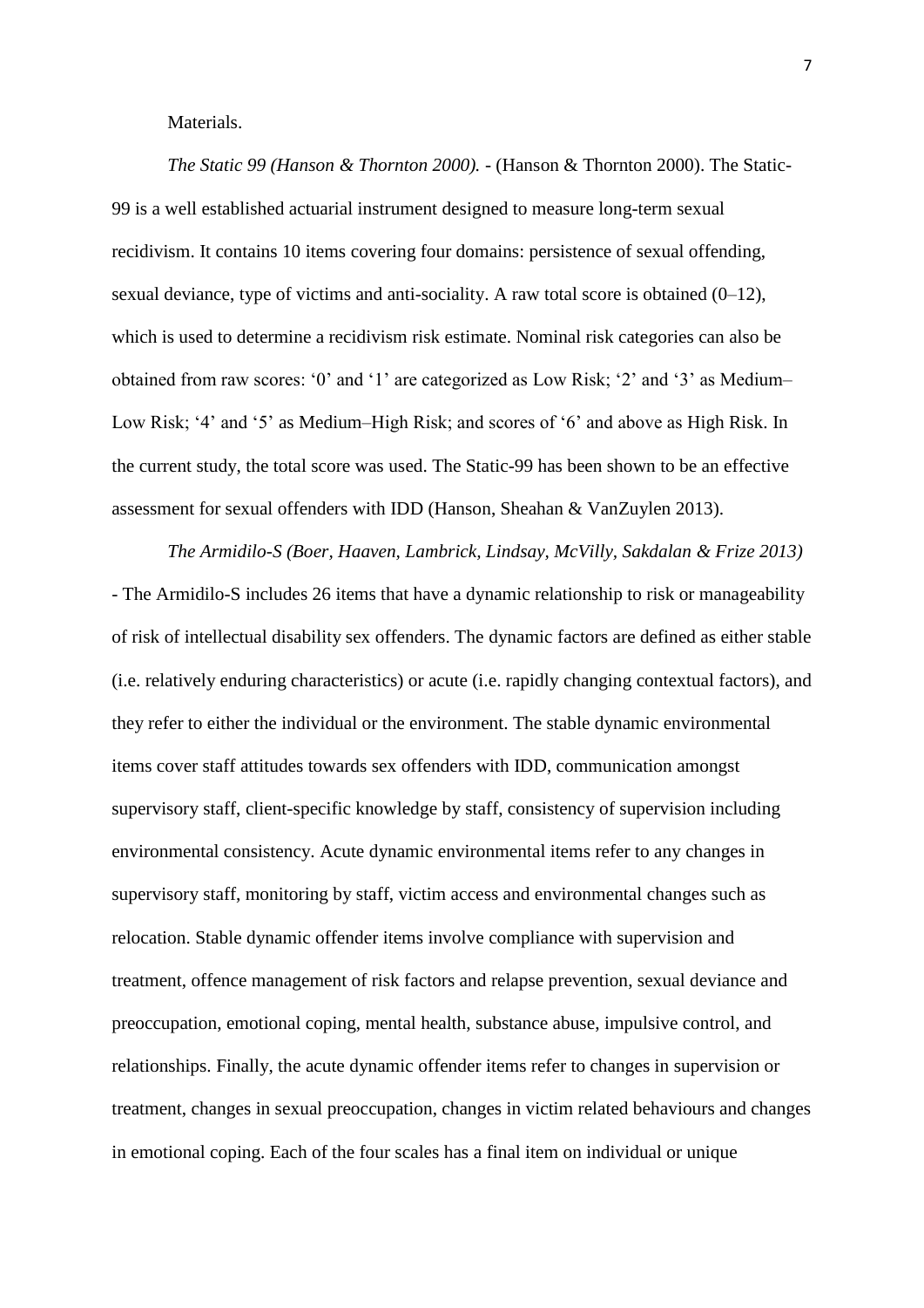Materials.

*The Static 99 (Hanson & Thornton 2000).* - (Hanson & Thornton 2000). The Static-99 is a well established actuarial instrument designed to measure long-term sexual recidivism. It contains 10 items covering four domains: persistence of sexual offending, sexual deviance, type of victims and anti-sociality. A raw total score is obtained (0–12), which is used to determine a recidivism risk estimate. Nominal risk categories can also be obtained from raw scores: '0' and '1' are categorized as Low Risk; '2' and '3' as Medium–Low Risk; '4' and '5' as Medium–High Risk; and scores of '6' and above as High Risk. In the current study, the total score was used. The Static-99 has been shown to be an effective assessment for sexual offenders with IDD (Hanson, Sheahan & VanZuylen 2013).

*The Armidilo-S (Boer, Haaven, Lambrick, Lindsay, McVilly, Sakdalan & Frize 2013)* - The Armidilo-S includes 26 items that have a dynamic relationship to risk or manageability of risk of intellectual disability sex offenders. The dynamic factors are defined as either stable (i.e. relatively enduring characteristics) or acute (i.e. rapidly changing contextual factors), and they refer to either the individual or the environment. The stable dynamic environmental items cover staff attitudes towards sex offenders with IDD, communication amongst supervisory staff, client-specific knowledge by staff, consistency of supervision including environmental consistency. Acute dynamic environmental items refer to any changes in supervisory staff, monitoring by staff, victim access and environmental changes such as relocation. Stable dynamic offender items involve compliance with supervision and treatment, offence management of risk factors and relapse prevention, sexual deviance and preoccupation, emotional coping, mental health, substance abuse, impulsive control, and relationships. Finally, the acute dynamic offender items refer to changes in supervision or treatment, changes in sexual preoccupation, changes in victim related behaviours and changes in emotional coping. Each of the four scales has a final item on individual or unique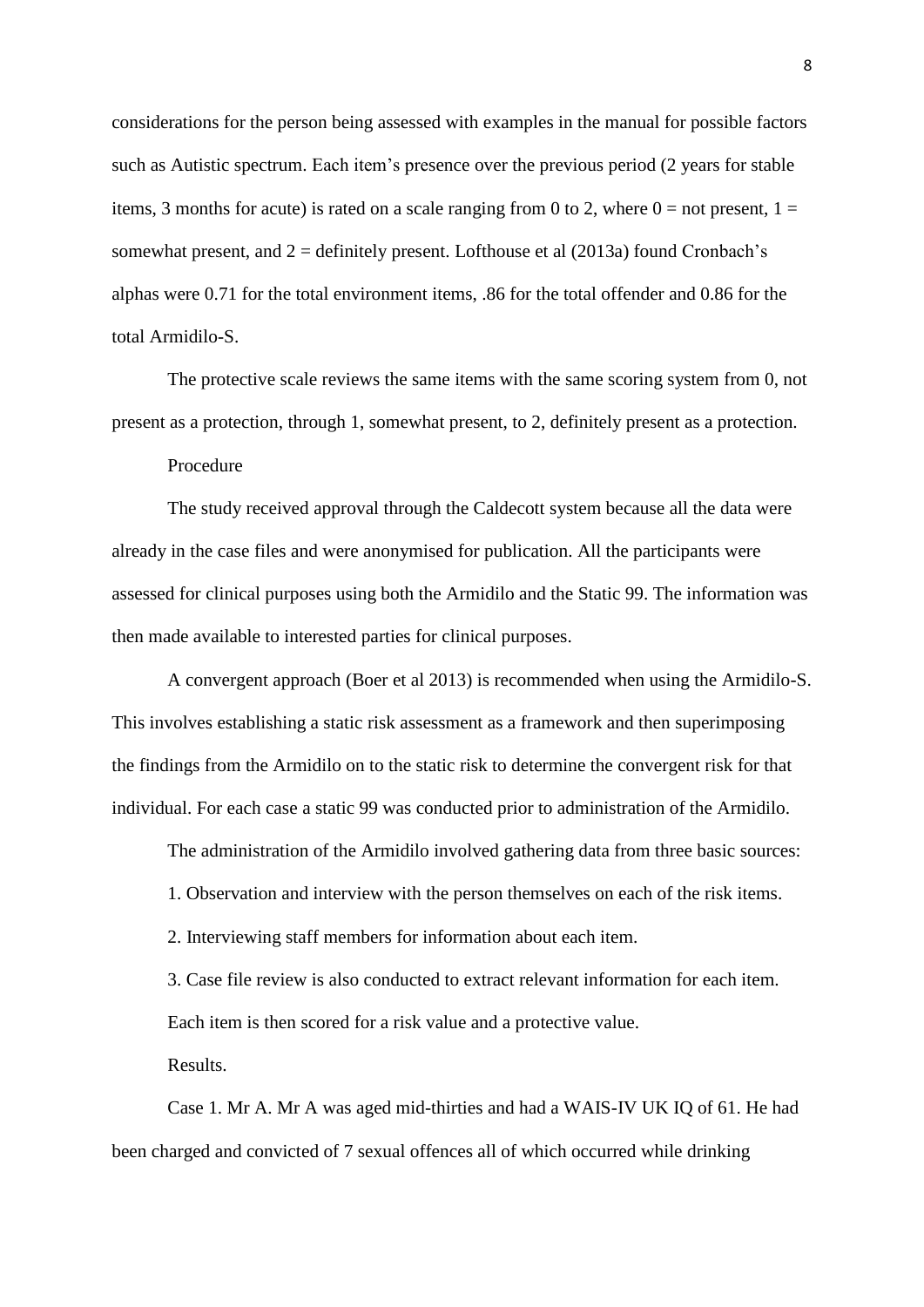considerations for the person being assessed with examples in the manual for possible factors such as Autistic spectrum. Each item's presence over the previous period (2 years for stable items, 3 months for acute) is rated on a scale ranging from 0 to 2, where 0 = not present, 1 = somewhat present, and 2 = definitely present. Lofthouse et al (2013a) found Cronbach's alphas were 0.71 for the total environment items, .86 for the total offender and 0.86 for the total Armidilo-S.

The protective scale reviews the same items with the same scoring system from 0, not present as a protection, through 1, somewhat present, to 2, definitely present as a protection.

## Procedure

The study received approval through the Caldecott system because all the data were already in the case files and were anonymised for publication. All the participants were assessed for clinical purposes using both the Armidilo and the Static 99. The information was then made available to interested parties for clinical purposes.

A convergent approach (Boer et al 2013) is recommended when using the Armidilo-S. This involves establishing a static risk assessment as a framework and then superimposing the findings from the Armidilo on to the static risk to determine the convergent risk for that individual. For each case a static 99 was conducted prior to administration of the Armidilo.

The administration of the Armidilo involved gathering data from three basic sources:

1. Observation and interview with the person themselves on each of the risk items.
2. Interviewing staff members for information about each item.
3. Case file review is also conducted to extract relevant information for each item.

Each item is then scored for a risk value and a protective value.

## Results.

Case 1. Mr A. Mr A was aged mid-thirties and had a WAIS-IV UK IQ of 61. He had been charged and convicted of 7 sexual offences all of which occurred while drinking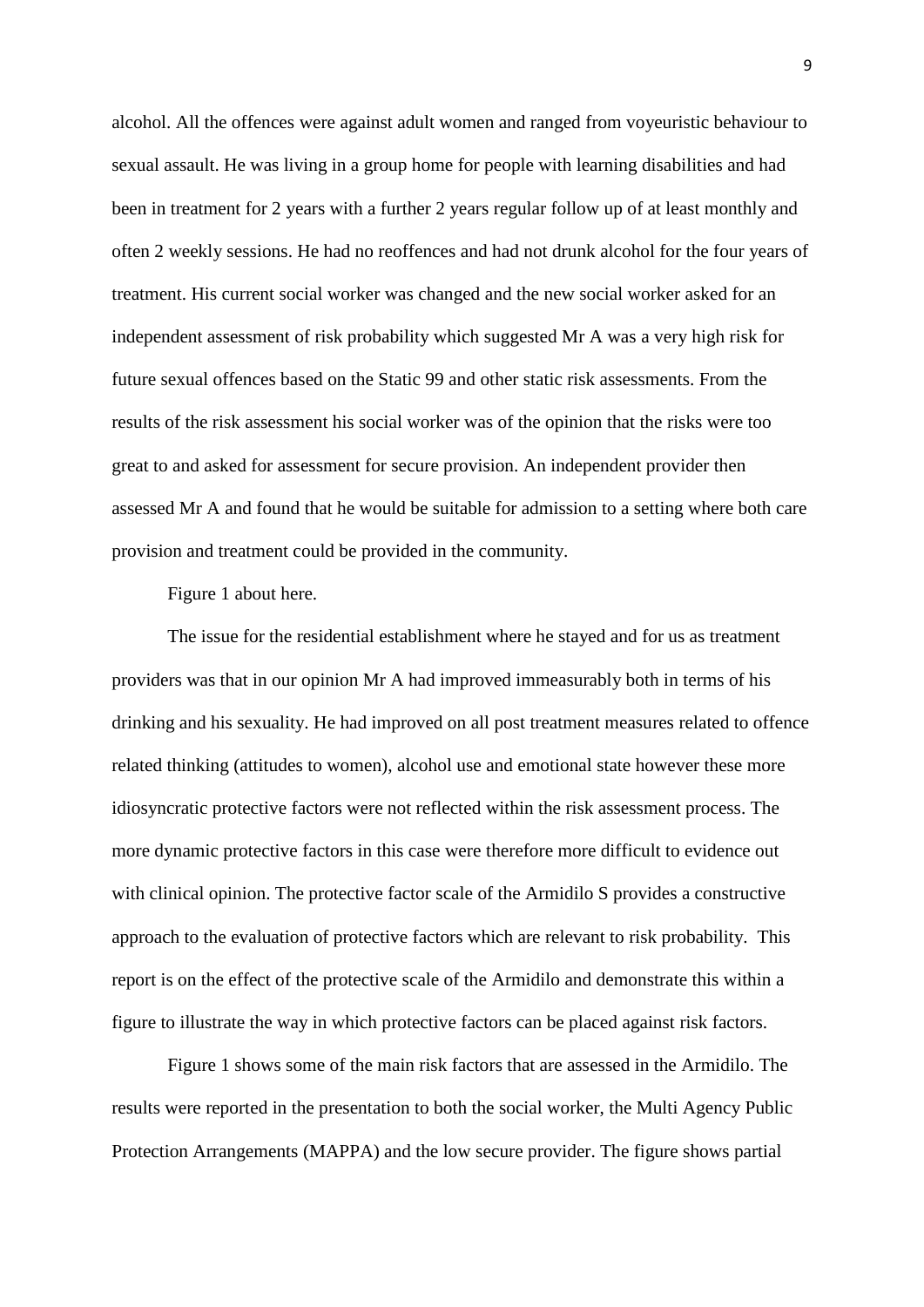alcohol. All the offences were against adult women and ranged from voyeuristic behaviour to sexual assault. He was living in a group home for people with learning disabilities and had been in treatment for 2 years with a further 2 years regular follow up of at least monthly and often 2 weekly sessions. He had no reoffences and had not drunk alcohol for the four years of treatment. His current social worker was changed and the new social worker asked for an independent assessment of risk probability which suggested Mr A was a very high risk for future sexual offences based on the Static 99 and other static risk assessments. From the results of the risk assessment his social worker was of the opinion that the risks were too great to and asked for assessment for secure provision. An independent provider then assessed Mr A and found that he would be suitable for admission to a setting where both care provision and treatment could be provided in the community.

Figure 1 about here.

The issue for the residential establishment where he stayed and for us as treatment providers was that in our opinion Mr A had improved immeasurably both in terms of his drinking and his sexuality. He had improved on all post treatment measures related to offence related thinking (attitudes to women), alcohol use and emotional state however these more idiosyncratic protective factors were not reflected within the risk assessment process. The more dynamic protective factors in this case were therefore more difficult to evidence out with clinical opinion. The protective factor scale of the Armidilo S provides a constructive approach to the evaluation of protective factors which are relevant to risk probability. This report is on the effect of the protective scale of the Armidilo and demonstrate this within a figure to illustrate the way in which protective factors can be placed against risk factors.

Figure 1 shows some of the main risk factors that are assessed in the Armidilo. The results were reported in the presentation to both the social worker, the Multi Agency Public Protection Arrangements (MAPPA) and the low secure provider. The figure shows partial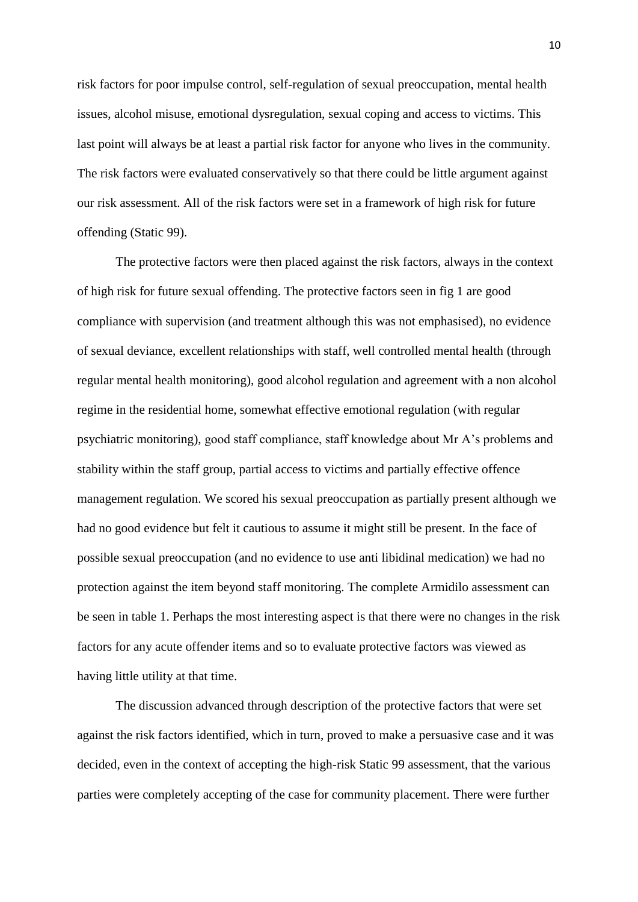risk factors for poor impulse control, self-regulation of sexual preoccupation, mental health issues, alcohol misuse, emotional dysregulation, sexual coping and access to victims. This last point will always be at least a partial risk factor for anyone who lives in the community. The risk factors were evaluated conservatively so that there could be little argument against our risk assessment. All of the risk factors were set in a framework of high risk for future offending (Static 99).

The protective factors were then placed against the risk factors, always in the context of high risk for future sexual offending. The protective factors seen in fig 1 are good compliance with supervision (and treatment although this was not emphasised), no evidence of sexual deviance, excellent relationships with staff, well controlled mental health (through regular mental health monitoring), good alcohol regulation and agreement with a non alcohol regime in the residential home, somewhat effective emotional regulation (with regular psychiatric monitoring), good staff compliance, staff knowledge about Mr A's problems and stability within the staff group, partial access to victims and partially effective offence management regulation. We scored his sexual preoccupation as partially present although we had no good evidence but felt it cautious to assume it might still be present. In the face of possible sexual preoccupation (and no evidence to use anti libidinal medication) we had no protection against the item beyond staff monitoring. The complete Armidilo assessment can be seen in table 1. Perhaps the most interesting aspect is that there were no changes in the risk factors for any acute offender items and so to evaluate protective factors was viewed as having little utility at that time.

The discussion advanced through description of the protective factors that were set against the risk factors identified, which in turn, proved to make a persuasive case and it was decided, even in the context of accepting the high-risk Static 99 assessment, that the various parties were completely accepting of the case for community placement. There were further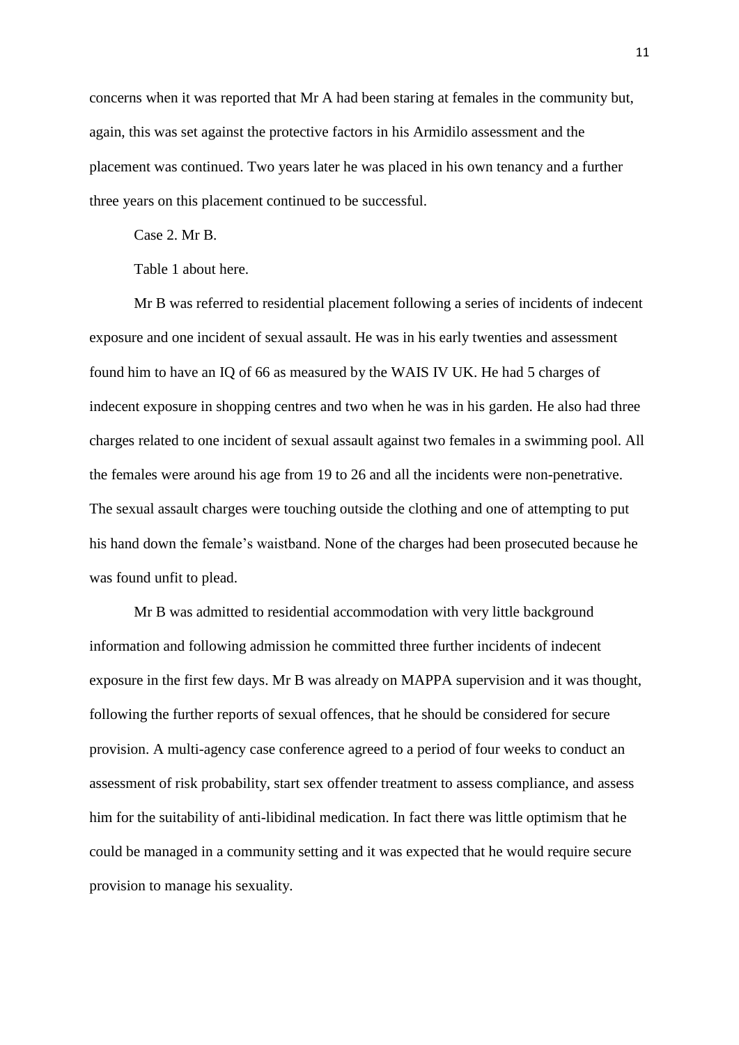concerns when it was reported that Mr A had been staring at females in the community but, again, this was set against the protective factors in his Armidilo assessment and the placement was continued. Two years later he was placed in his own tenancy and a further three years on this placement continued to be successful.

Case 2. Mr B.

Table 1 about here.

Mr B was referred to residential placement following a series of incidents of indecent exposure and one incident of sexual assault. He was in his early twenties and assessment found him to have an IQ of 66 as measured by the WAIS IV UK. He had 5 charges of indecent exposure in shopping centres and two when he was in his garden. He also had three charges related to one incident of sexual assault against two females in a swimming pool. All the females were around his age from 19 to 26 and all the incidents were non-penetrative. The sexual assault charges were touching outside the clothing and one of attempting to put his hand down the female's waistband. None of the charges had been prosecuted because he was found unfit to plead.

Mr B was admitted to residential accommodation with very little background information and following admission he committed three further incidents of indecent exposure in the first few days. Mr B was already on MAPPA supervision and it was thought, following the further reports of sexual offences, that he should be considered for secure provision. A multi-agency case conference agreed to a period of four weeks to conduct an assessment of risk probability, start sex offender treatment to assess compliance, and assess him for the suitability of anti-libidinal medication. In fact there was little optimism that he could be managed in a community setting and it was expected that he would require secure provision to manage his sexuality.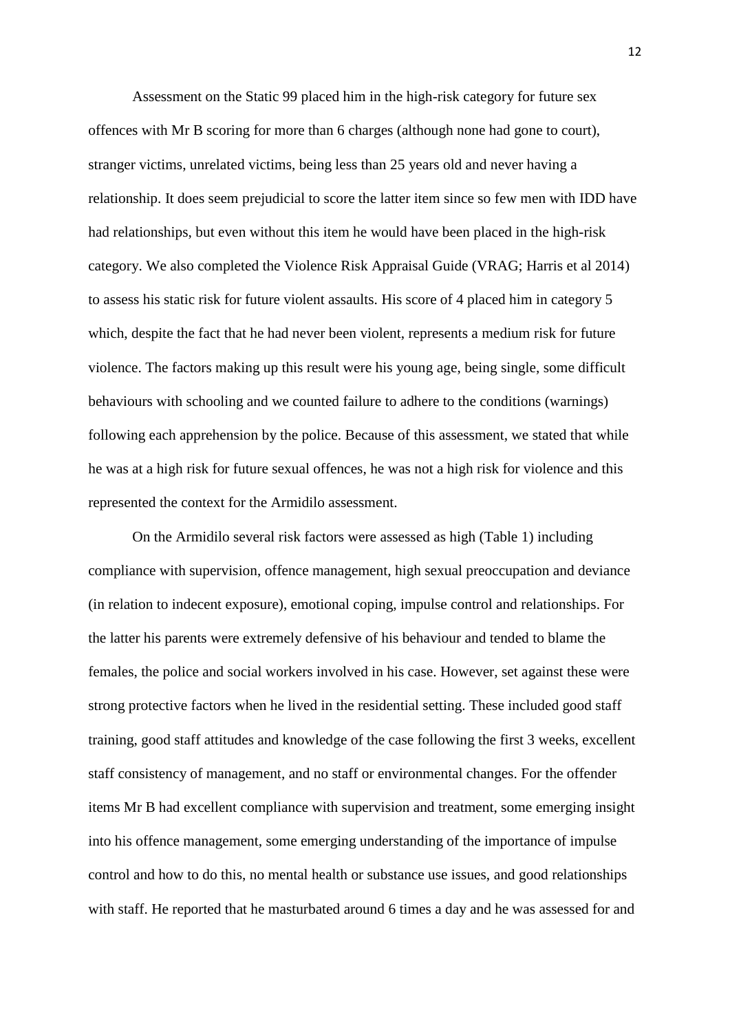Assessment on the Static 99 placed him in the high-risk category for future sex offences with Mr B scoring for more than 6 charges (although none had gone to court), stranger victims, unrelated victims, being less than 25 years old and never having a relationship. It does seem prejudicial to score the latter item since so few men with IDD have had relationships, but even without this item he would have been placed in the high-risk category. We also completed the Violence Risk Appraisal Guide (VRAG; Harris et al 2014) to assess his static risk for future violent assaults. His score of 4 placed him in category 5 which, despite the fact that he had never been violent, represents a medium risk for future violence. The factors making up this result were his young age, being single, some difficult behaviours with schooling and we counted failure to adhere to the conditions (warnings) following each apprehension by the police. Because of this assessment, we stated that while he was at a high risk for future sexual offences, he was not a high risk for violence and this represented the context for the Armidilo assessment.

On the Armidilo several risk factors were assessed as high (Table 1) including compliance with supervision, offence management, high sexual preoccupation and deviance (in relation to indecent exposure), emotional coping, impulse control and relationships. For the latter his parents were extremely defensive of his behaviour and tended to blame the females, the police and social workers involved in his case. However, set against these were strong protective factors when he lived in the residential setting. These included good staff training, good staff attitudes and knowledge of the case following the first 3 weeks, excellent staff consistency of management, and no staff or environmental changes. For the offender items Mr B had excellent compliance with supervision and treatment, some emerging insight into his offence management, some emerging understanding of the importance of impulse control and how to do this, no mental health or substance use issues, and good relationships with staff. He reported that he masturbated around 6 times a day and he was assessed for and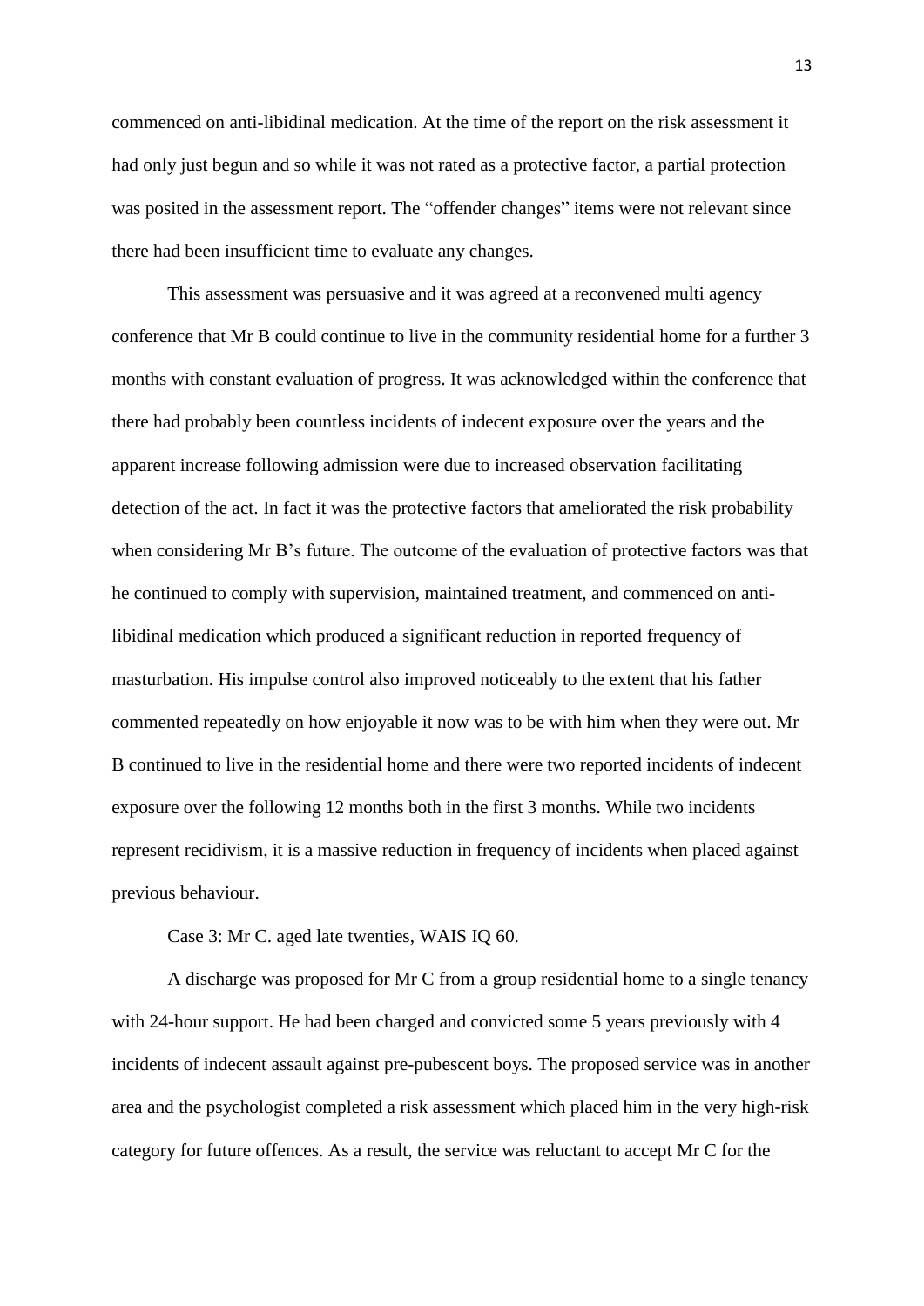commenced on anti-libidinal medication. At the time of the report on the risk assessment it had only just begun and so while it was not rated as a protective factor, a partial protection was posited in the assessment report. The "offender changes" items were not relevant since there had been insufficient time to evaluate any changes.

This assessment was persuasive and it was agreed at a reconvened multi agency conference that Mr B could continue to live in the community residential home for a further 3 months with constant evaluation of progress. It was acknowledged within the conference that there had probably been countless incidents of indecent exposure over the years and the apparent increase following admission were due to increased observation facilitating detection of the act. In fact it was the protective factors that ameliorated the risk probability when considering Mr B's future. The outcome of the evaluation of protective factors was that he continued to comply with supervision, maintained treatment, and commenced on anti-libidinal medication which produced a significant reduction in reported frequency of masturbation. His impulse control also improved noticeably to the extent that his father commented repeatedly on how enjoyable it now was to be with him when they were out. Mr B continued to live in the residential home and there were two reported incidents of indecent exposure over the following 12 months both in the first 3 months. While two incidents represent recidivism, it is a massive reduction in frequency of incidents when placed against previous behaviour.

Case 3: Mr C. aged late twenties, WAIS IQ 60.

A discharge was proposed for Mr C from a group residential home to a single tenancy with 24-hour support. He had been charged and convicted some 5 years previously with 4 incidents of indecent assault against pre-pubescent boys. The proposed service was in another area and the psychologist completed a risk assessment which placed him in the very high-risk category for future offences. As a result, the service was reluctant to accept Mr C for the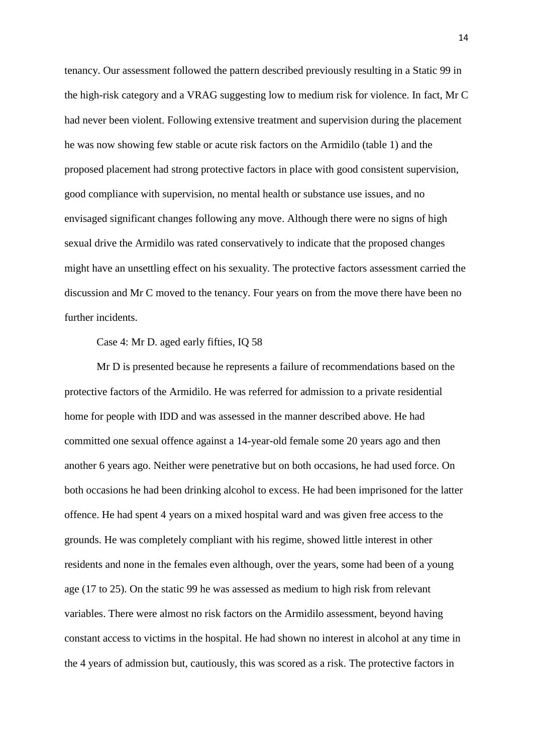tenancy. Our assessment followed the pattern described previously resulting in a Static 99 in the high-risk category and a VRAG suggesting low to medium risk for violence. In fact, Mr C had never been violent. Following extensive treatment and supervision during the placement he was now showing few stable or acute risk factors on the Armidilo (table 1) and the proposed placement had strong protective factors in place with good consistent supervision, good compliance with supervision, no mental health or substance use issues, and no envisaged significant changes following any move. Although there were no signs of high sexual drive the Armidilo was rated conservatively to indicate that the proposed changes might have an unsettling effect on his sexuality. The protective factors assessment carried the discussion and Mr C moved to the tenancy. Four years on from the move there have been no further incidents.

Case 4: Mr D. aged early fifties, IQ 58

Mr D is presented because he represents a failure of recommendations based on the protective factors of the Armidilo. He was referred for admission to a private residential home for people with IDD and was assessed in the manner described above. He had committed one sexual offence against a 14-year-old female some 20 years ago and then another 6 years ago. Neither were penetrative but on both occasions, he had used force. On both occasions he had been drinking alcohol to excess. He had been imprisoned for the latter offence. He had spent 4 years on a mixed hospital ward and was given free access to the grounds. He was completely compliant with his regime, showed little interest in other residents and none in the females even although, over the years, some had been of a young age (17 to 25). On the static 99 he was assessed as medium to high risk from relevant variables. There were almost no risk factors on the Armidilo assessment, beyond having constant access to victims in the hospital. He had shown no interest in alcohol at any time in the 4 years of admission but, cautiously, this was scored as a risk. The protective factors in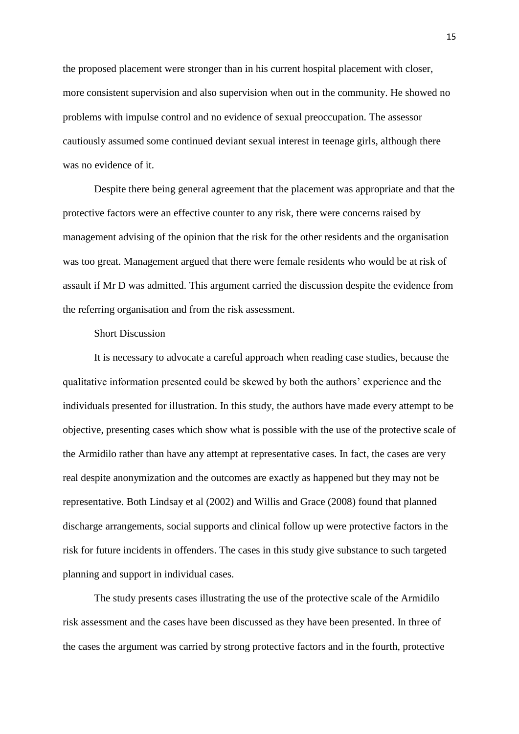the proposed placement were stronger than in his current hospital placement with closer, more consistent supervision and also supervision when out in the community. He showed no problems with impulse control and no evidence of sexual preoccupation. The assessor cautiously assumed some continued deviant sexual interest in teenage girls, although there was no evidence of it.

Despite there being general agreement that the placement was appropriate and that the protective factors were an effective counter to any risk, there were concerns raised by management advising of the opinion that the risk for the other residents and the organisation was too great. Management argued that there were female residents who would be at risk of assault if Mr D was admitted. This argument carried the discussion despite the evidence from the referring organisation and from the risk assessment.

## Short Discussion

It is necessary to advocate a careful approach when reading case studies, because the qualitative information presented could be skewed by both the authors' experience and the individuals presented for illustration. In this study, the authors have made every attempt to be objective, presenting cases which show what is possible with the use of the protective scale of the Armidilo rather than have any attempt at representative cases. In fact, the cases are very real despite anonymization and the outcomes are exactly as happened but they may not be representative. Both Lindsay et al (2002) and Willis and Grace (2008) found that planned discharge arrangements, social supports and clinical follow up were protective factors in the risk for future incidents in offenders. The cases in this study give substance to such targeted planning and support in individual cases.

The study presents cases illustrating the use of the protective scale of the Armidilo risk assessment and the cases have been discussed as they have been presented. In three of the cases the argument was carried by strong protective factors and in the fourth, protective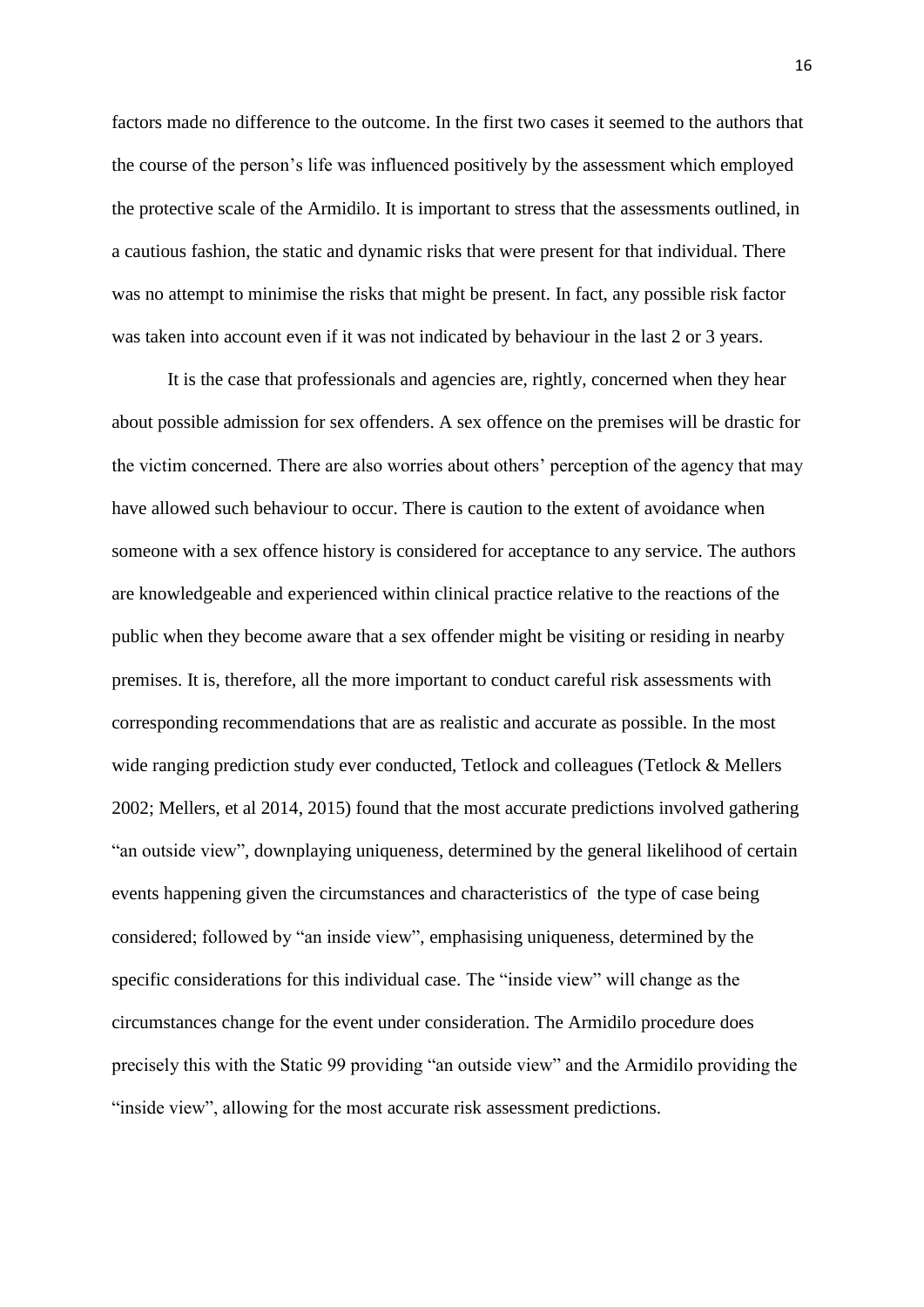factors made no difference to the outcome. In the first two cases it seemed to the authors that the course of the person's life was influenced positively by the assessment which employed the protective scale of the Armidilo. It is important to stress that the assessments outlined, in a cautious fashion, the static and dynamic risks that were present for that individual. There was no attempt to minimise the risks that might be present. In fact, any possible risk factor was taken into account even if it was not indicated by behaviour in the last 2 or 3 years.

It is the case that professionals and agencies are, rightly, concerned when they hear about possible admission for sex offenders. A sex offence on the premises will be drastic for the victim concerned. There are also worries about others' perception of the agency that may have allowed such behaviour to occur. There is caution to the extent of avoidance when someone with a sex offence history is considered for acceptance to any service. The authors are knowledgeable and experienced within clinical practice relative to the reactions of the public when they become aware that a sex offender might be visiting or residing in nearby premises. It is, therefore, all the more important to conduct careful risk assessments with corresponding recommendations that are as realistic and accurate as possible. In the most wide ranging prediction study ever conducted, Tetlock and colleagues (Tetlock & Mellers 2002; Mellers, et al 2014, 2015) found that the most accurate predictions involved gathering "an outside view", downplaying uniqueness, determined by the general likelihood of certain events happening given the circumstances and characteristics of the type of case being considered; followed by "an inside view", emphasising uniqueness, determined by the specific considerations for this individual case. The "inside view" will change as the circumstances change for the event under consideration. The Armidilo procedure does precisely this with the Static 99 providing "an outside view" and the Armidilo providing the "inside view", allowing for the most accurate risk assessment predictions.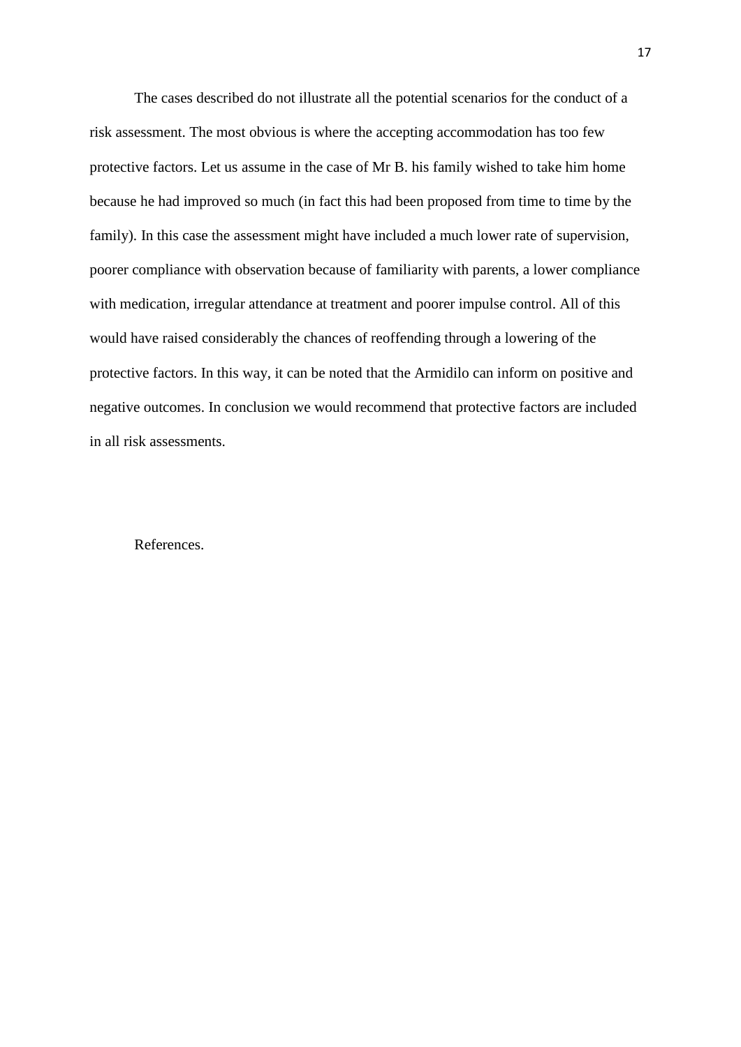The cases described do not illustrate all the potential scenarios for the conduct of a risk assessment. The most obvious is where the accepting accommodation has too few protective factors. Let us assume in the case of Mr B. his family wished to take him home because he had improved so much (in fact this had been proposed from time to time by the family). In this case the assessment might have included a much lower rate of supervision, poorer compliance with observation because of familiarity with parents, a lower compliance with medication, irregular attendance at treatment and poorer impulse control. All of this would have raised considerably the chances of reoffending through a lowering of the protective factors. In this way, it can be noted that the Armidilo can inform on positive and negative outcomes. In conclusion we would recommend that protective factors are included in all risk assessments.

References.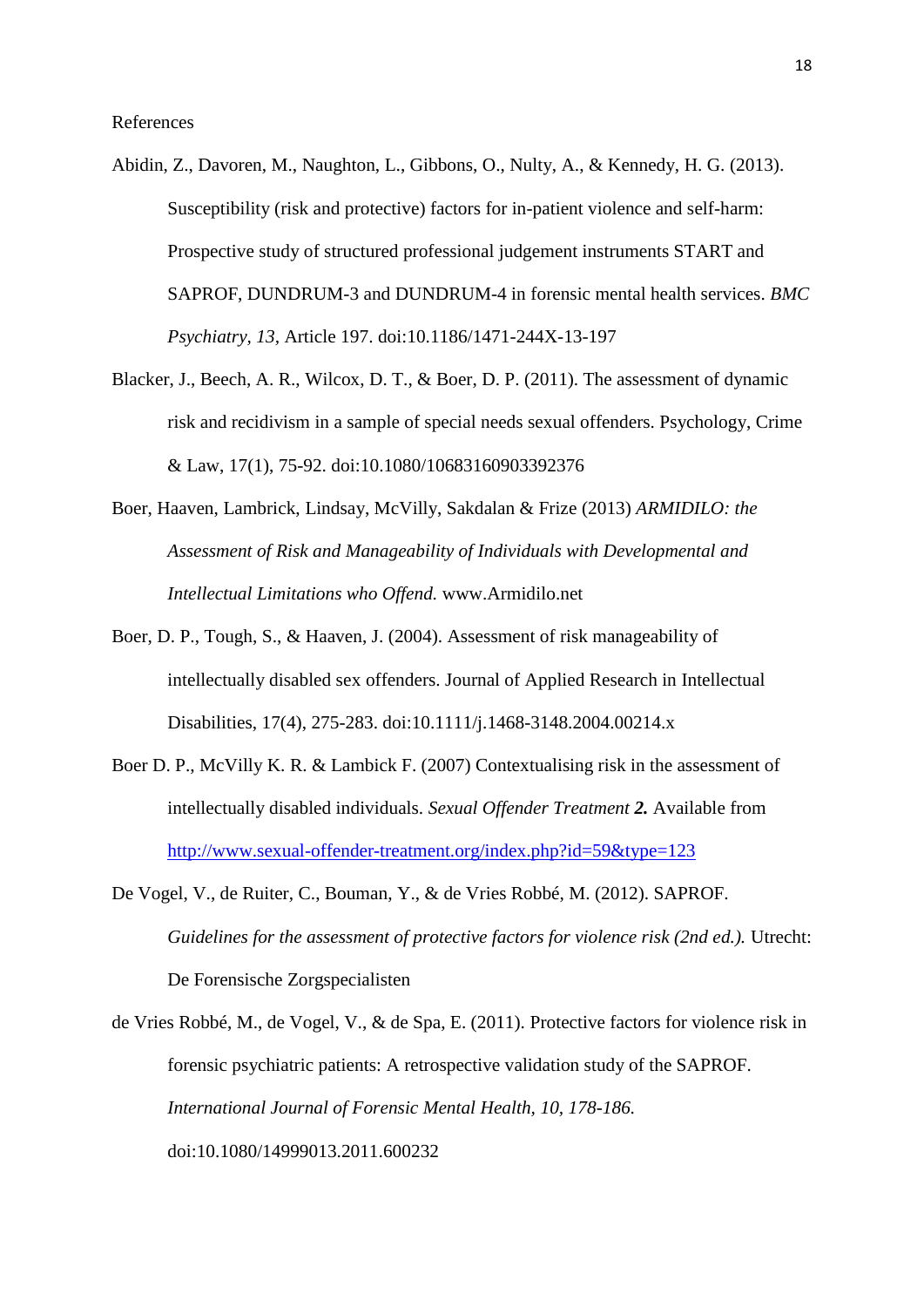References

Abidin, Z., Davoren, M., Naughton, L., Gibbons, O., Nulty, A., & Kennedy, H. G. (2013). Susceptibility (risk and protective) factors for in-patient violence and self-harm: Prospective study of structured professional judgement instruments START and SAPROF, DUNDRUM-3 and DUNDRUM-4 in forensic mental health services. *BMC Psychiatry, 13*, Article 197. doi:10.1186/1471-244X-13-197

Blacker, J., Beech, A. R., Wilcox, D. T., & Boer, D. P. (2011). The assessment of dynamic risk and recidivism in a sample of special needs sexual offenders. Psychology, Crime & Law, 17(1), 75-92. doi:10.1080/10683160903392376

Boer, Haaven, Lambrick, Lindsay, McVilly, Sakdalan & Frize (2013) *ARMIDILO: the Assessment of Risk and Manageability of Individuals with Developmental and Intellectual Limitations who Offend.* www.Armidilo.net

Boer, D. P., Tough, S., & Haaven, J. (2004). Assessment of risk manageability of intellectually disabled sex offenders. Journal of Applied Research in Intellectual Disabilities, 17(4), 275-283. doi:10.1111/j.1468-3148.2004.00214.x

Boer D. P., McVilly K. R. & Lambick F. (2007) Contextualising risk in the assessment of intellectually disabled individuals. *Sexual Offender Treatment* ***2.*** Available from http://www.sexual-offender-treatment.org/index.php?id=59&type=123

De Vogel, V., de Ruiter, C., Bouman, Y., & de Vries Robbé, M. (2012). SAPROF. *Guidelines for the assessment of protective factors for violence risk (2nd ed.).* Utrecht: De Forensische Zorgspecialisten

de Vries Robbé, M., de Vogel, V., & de Spa, E. (2011). Protective factors for violence risk in forensic psychiatric patients: A retrospective validation study of the SAPROF. *International Journal of Forensic Mental Health, 10, 178-186.* doi:10.1080/14999013.2011.600232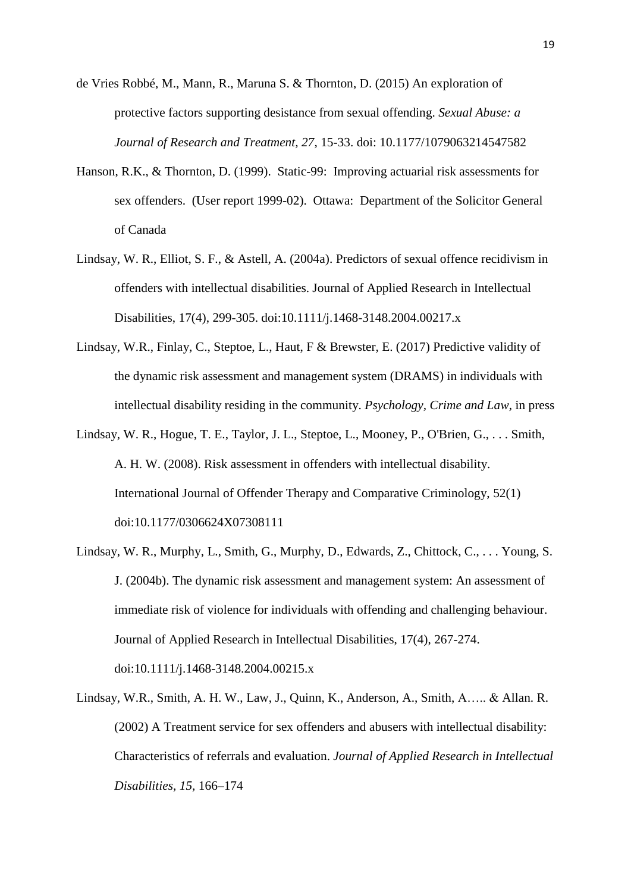de Vries Robbé, M., Mann, R., Maruna S. & Thornton, D. (2015) An exploration of protective factors supporting desistance from sexual offending. *Sexual Abuse: a Journal of Research and Treatment, 27*, 15-33. doi: 10.1177/1079063214547582

Hanson, R.K., & Thornton, D. (1999). Static-99: Improving actuarial risk assessments for sex offenders. (User report 1999-02). Ottawa: Department of the Solicitor General of Canada

Lindsay, W. R., Elliot, S. F., & Astell, A. (2004a). Predictors of sexual offence recidivism in offenders with intellectual disabilities. Journal of Applied Research in Intellectual Disabilities, 17(4), 299-305. doi:10.1111/j.1468-3148.2004.00217.x

Lindsay, W.R., Finlay, C., Steptoe, L., Haut, F & Brewster, E. (2017) Predictive validity of the dynamic risk assessment and management system (DRAMS) in individuals with intellectual disability residing in the community. *Psychology, Crime and Law,* in press

Lindsay, W. R., Hogue, T. E., Taylor, J. L., Steptoe, L., Mooney, P., O'Brien, G., . . . Smith, A. H. W. (2008). Risk assessment in offenders with intellectual disability. International Journal of Offender Therapy and Comparative Criminology, 52(1) doi:10.1177/0306624X07308111

Lindsay, W. R., Murphy, L., Smith, G., Murphy, D., Edwards, Z., Chittock, C., . . . Young, S. J. (2004b). The dynamic risk assessment and management system: An assessment of immediate risk of violence for individuals with offending and challenging behaviour. Journal of Applied Research in Intellectual Disabilities, 17(4), 267-274. doi:10.1111/j.1468-3148.2004.00215.x

Lindsay, W.R., Smith, A. H. W., Law, J., Quinn, K., Anderson, A., Smith, A….. & Allan. R. (2002) A Treatment service for sex offenders and abusers with intellectual disability: Characteristics of referrals and evaluation. *Journal of Applied Research in Intellectual Disabilities, 15*, 166–174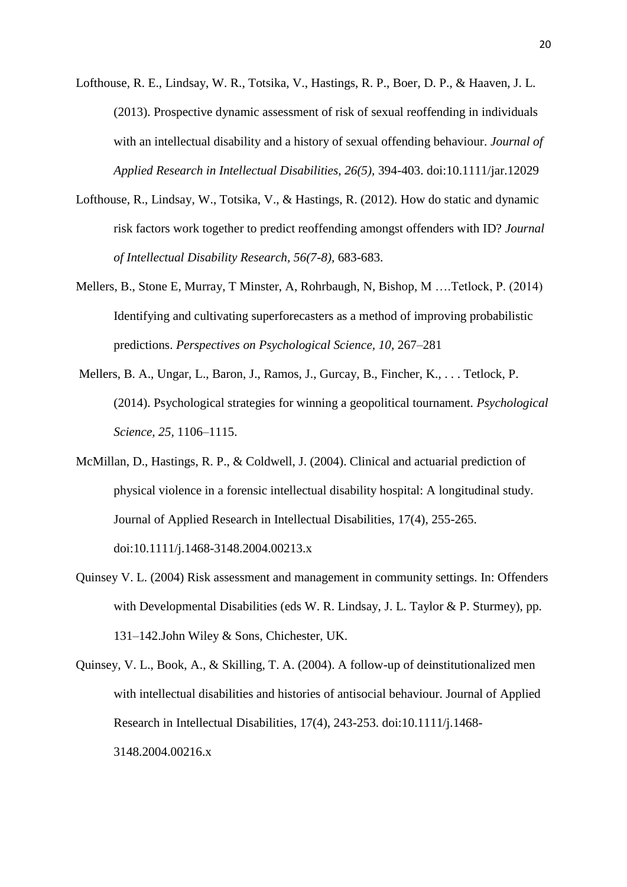Lofthouse, R. E., Lindsay, W. R., Totsika, V., Hastings, R. P., Boer, D. P., & Haaven, J. L. (2013). Prospective dynamic assessment of risk of sexual reoffending in individuals with an intellectual disability and a history of sexual offending behaviour. *Journal of Applied Research in Intellectual Disabilities, 26(5),* 394-403. doi:10.1111/jar.12029

Lofthouse, R., Lindsay, W., Totsika, V., & Hastings, R. (2012). How do static and dynamic risk factors work together to predict reoffending amongst offenders with ID? *Journal of Intellectual Disability Research, 56(7-8),* 683-683.

Mellers, B., Stone E, Murray, T Minster, A, Rohrbaugh, N, Bishop, M ….Tetlock, P. (2014) Identifying and cultivating superforecasters as a method of improving probabilistic predictions. *Perspectives on Psychological Science, 10*, 267–281

Mellers, B. A., Ungar, L., Baron, J., Ramos, J., Gurcay, B., Fincher, K., . . . Tetlock, P. (2014). Psychological strategies for winning a geopolitical tournament. *Psychological Science, 25*, 1106–1115.

McMillan, D., Hastings, R. P., & Coldwell, J. (2004). Clinical and actuarial prediction of physical violence in a forensic intellectual disability hospital: A longitudinal study. Journal of Applied Research in Intellectual Disabilities, 17(4), 255-265. doi:10.1111/j.1468-3148.2004.00213.x

Quinsey V. L. (2004) Risk assessment and management in community settings. In: Offenders with Developmental Disabilities (eds W. R. Lindsay, J. L. Taylor & P. Sturmey), pp. 131–142.John Wiley & Sons, Chichester, UK.

Quinsey, V. L., Book, A., & Skilling, T. A. (2004). A follow-up of deinstitutionalized men with intellectual disabilities and histories of antisocial behaviour. Journal of Applied Research in Intellectual Disabilities, 17(4), 243-253. doi:10.1111/j.1468-3148.2004.00216.x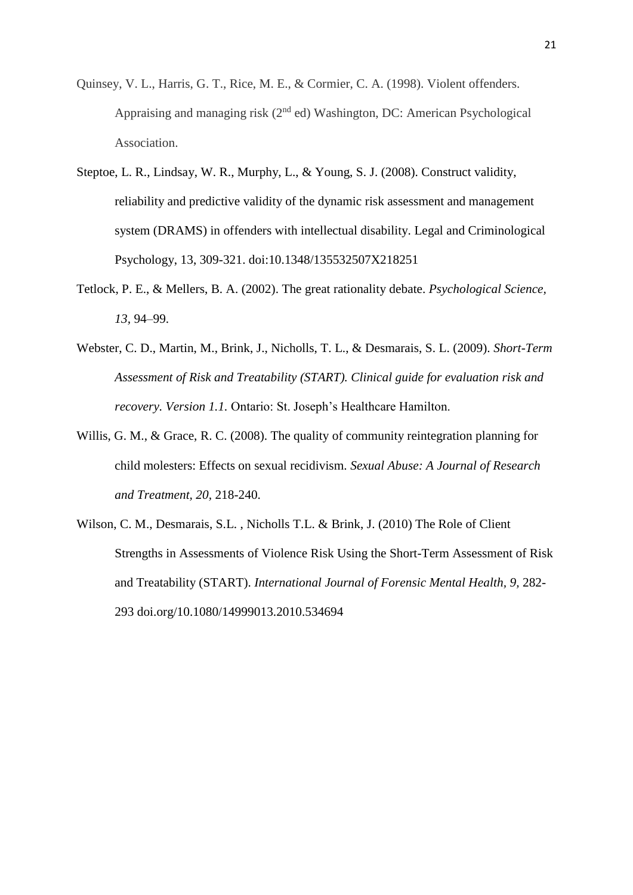Quinsey, V. L., Harris, G. T., Rice, M. E., & Cormier, C. A. (1998). Violent offenders. Appraising and managing risk (2nd ed) Washington, DC: American Psychological Association.

Steptoe, L. R., Lindsay, W. R., Murphy, L., & Young, S. J. (2008). Construct validity, reliability and predictive validity of the dynamic risk assessment and management system (DRAMS) in offenders with intellectual disability. Legal and Criminological Psychology, 13, 309-321. doi:10.1348/135532507X218251

Tetlock, P. E., & Mellers, B. A. (2002). The great rationality debate. *Psychological Science, 13*, 94–99.

Webster, C. D., Martin, M., Brink, J., Nicholls, T. L., & Desmarais, S. L. (2009). *Short-Term Assessment of Risk and Treatability (START). Clinical guide for evaluation risk and recovery. Version 1.1.* Ontario: St. Joseph's Healthcare Hamilton.

Willis, G. M., & Grace, R. C. (2008). The quality of community reintegration planning for child molesters: Effects on sexual recidivism. *Sexual Abuse: A Journal of Research and Treatment, 20*, 218-240.

Wilson, C. M., Desmarais, S.L. , Nicholls T.L. & Brink, J. (2010) The Role of Client Strengths in Assessments of Violence Risk Using the Short-Term Assessment of Risk and Treatability (START). *International Journal of Forensic Mental Health, 9*, 282-293 doi.org/10.1080/14999013.2010.534694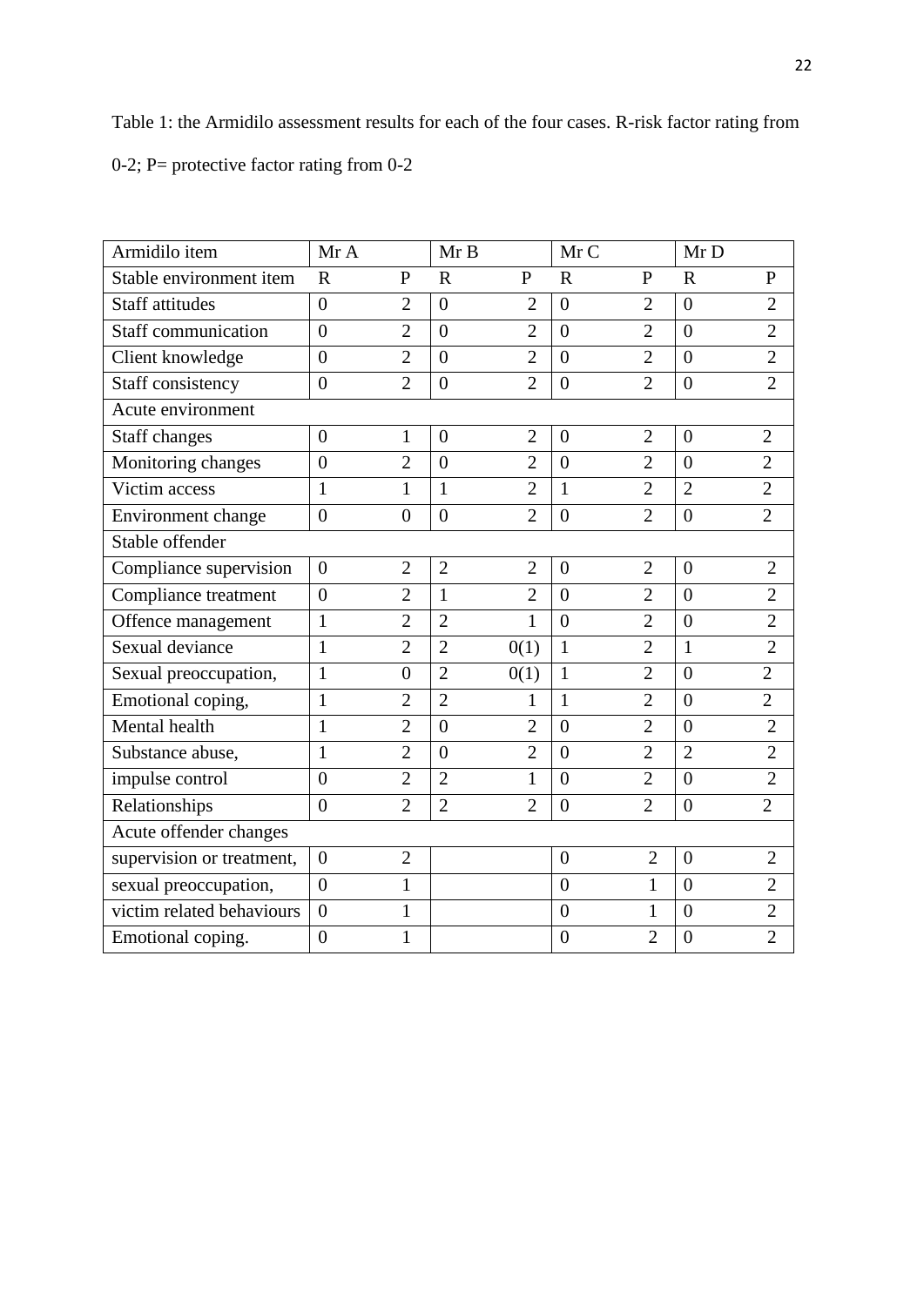Table 1: the Armidilo assessment results for each of the four cases. R-risk factor rating from 0-2; P= protective factor rating from 0-2

| Armidilo item | Mr A | | Mr B | | Mr C | | Mr D | |
|---|---|---|---|---|---|---|---|---|
| Stable environment item | R | P | R | P | R | P | R | P |
| Staff attitudes | 0 | 2 | 0 | 2 | 0 | 2 | 0 | 2 |
| Staff communication | 0 | 2 | 0 | 2 | 0 | 2 | 0 | 2 |
| Client knowledge | 0 | 2 | 0 | 2 | 0 | 2 | 0 | 2 |
| Staff consistency | 0 | 2 | 0 | 2 | 0 | 2 | 0 | 2 |
| Acute environment | | | | | | | | |
| Staff changes | 0 | 1 | 0 | 2 | 0 | 2 | 0 | 2 |
| Monitoring changes | 0 | 2 | 0 | 2 | 0 | 2 | 0 | 2 |
| Victim access | 1 | 1 | 1 | 2 | 1 | 2 | 2 | 2 |
| Environment change | 0 | 0 | 0 | 2 | 0 | 2 | 0 | 2 |
| Stable offender | | | | | | | | |
| Compliance supervision | 0 | 2 | 2 | 2 | 0 | 2 | 0 | 2 |
| Compliance treatment | 0 | 2 | 1 | 2 | 0 | 2 | 0 | 2 |
| Offence management | 1 | 2 | 2 | 1 | 0 | 2 | 0 | 2 |
| Sexual deviance | 1 | 2 | 2 | 0(1) | 1 | 2 | 1 | 2 |
| Sexual preoccupation, | 1 | 0 | 2 | 0(1) | 1 | 2 | 0 | 2 |
| Emotional coping, | 1 | 2 | 2 | 1 | 1 | 2 | 0 | 2 |
| Mental health | 1 | 2 | 0 | 2 | 0 | 2 | 0 | 2 |
| Substance abuse, | 1 | 2 | 0 | 2 | 0 | 2 | 2 | 2 |
| impulse control | 0 | 2 | 2 | 1 | 0 | 2 | 0 | 2 |
| Relationships | 0 | 2 | 2 | 2 | 0 | 2 | 0 | 2 |
| Acute offender changes | | | | | | | | |
| supervision or treatment, | 0 | 2 | | | 0 | 2 | 0 | 2 |
| sexual preoccupation, | 0 | 1 | | | 0 | 1 | 0 | 2 |
| victim related behaviours | 0 | 1 | | | 0 | 1 | 0 | 2 |
| Emotional coping. | 0 | 1 | | | 0 | 2 | 0 | 2 |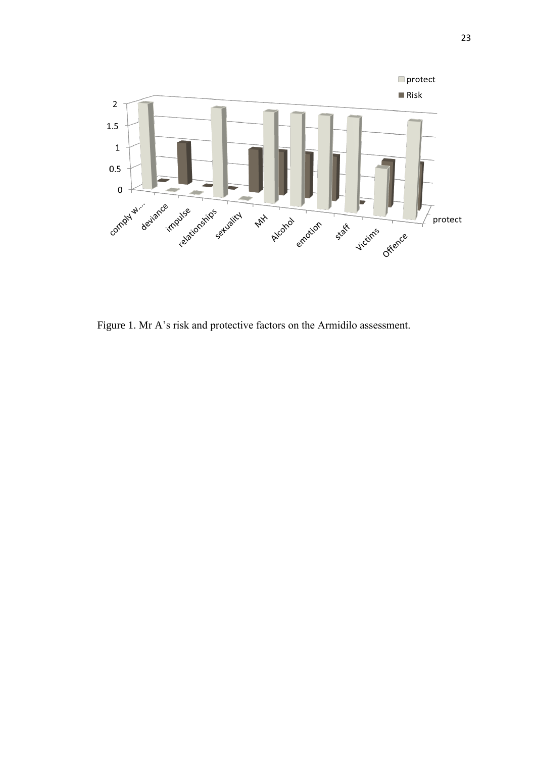protect
Risk

2
1.5
1
0.5
0

comply w....
deviance
impulse
relationships
sexuality
MH
Alcohol
emotion
staff
Victims
Offence

protect

Figure 1. Mr A’s risk and protective factors on the Armidilo assessment.